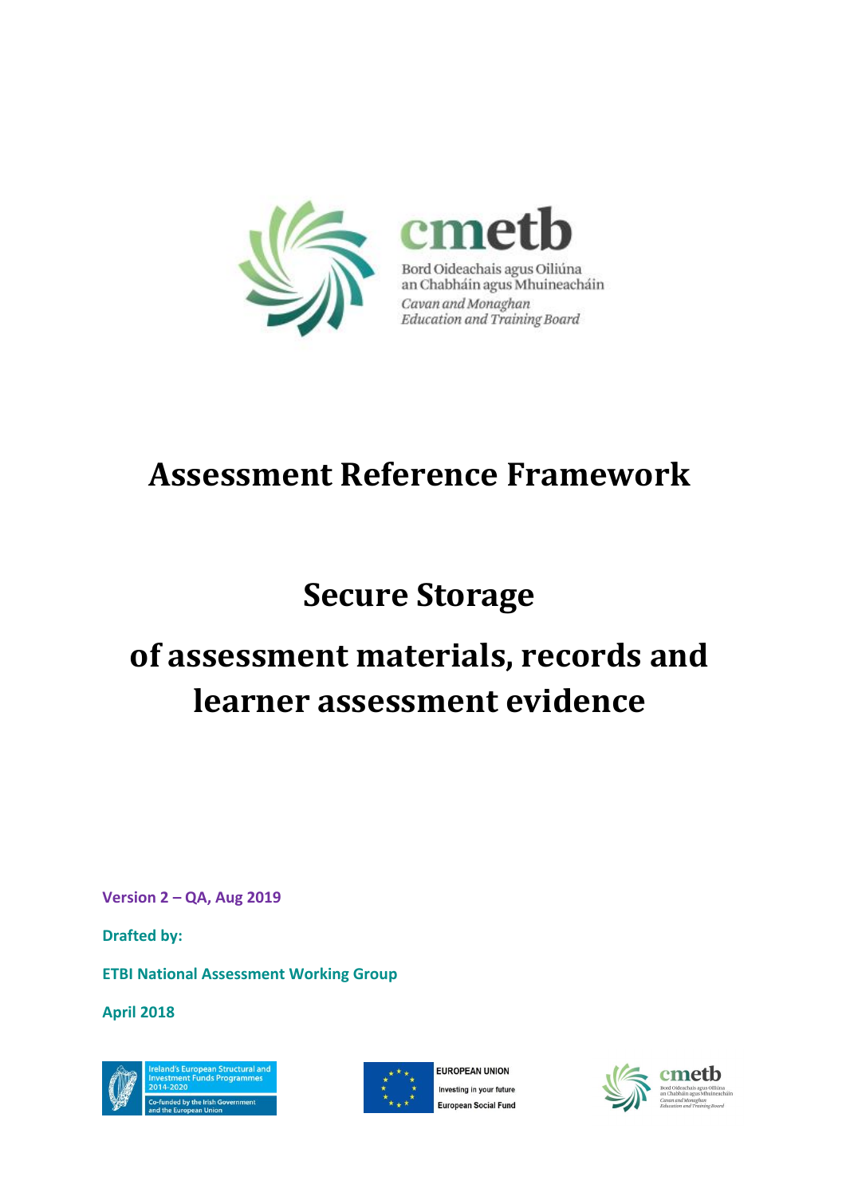cmetb

Bord Oideachais agus Oiliúna an Chabháin agus Mhuineacháin

*Cavan and Monaghan Education and Training Board*

# Assessment Reference Framework

# Secure Storage

# of assessment materials, records and learner assessment evidence

**Version 2 – QA, Aug 2019**

**Drafted by:**

**ETBI National Assessment Working Group**

**April 2018**

Ireland's European Structural and Investment Funds Programmes 2014-2020

Co-funded by the Irish Government and the European Union

EUROPEAN UNION

Investing in your future

European Social Fund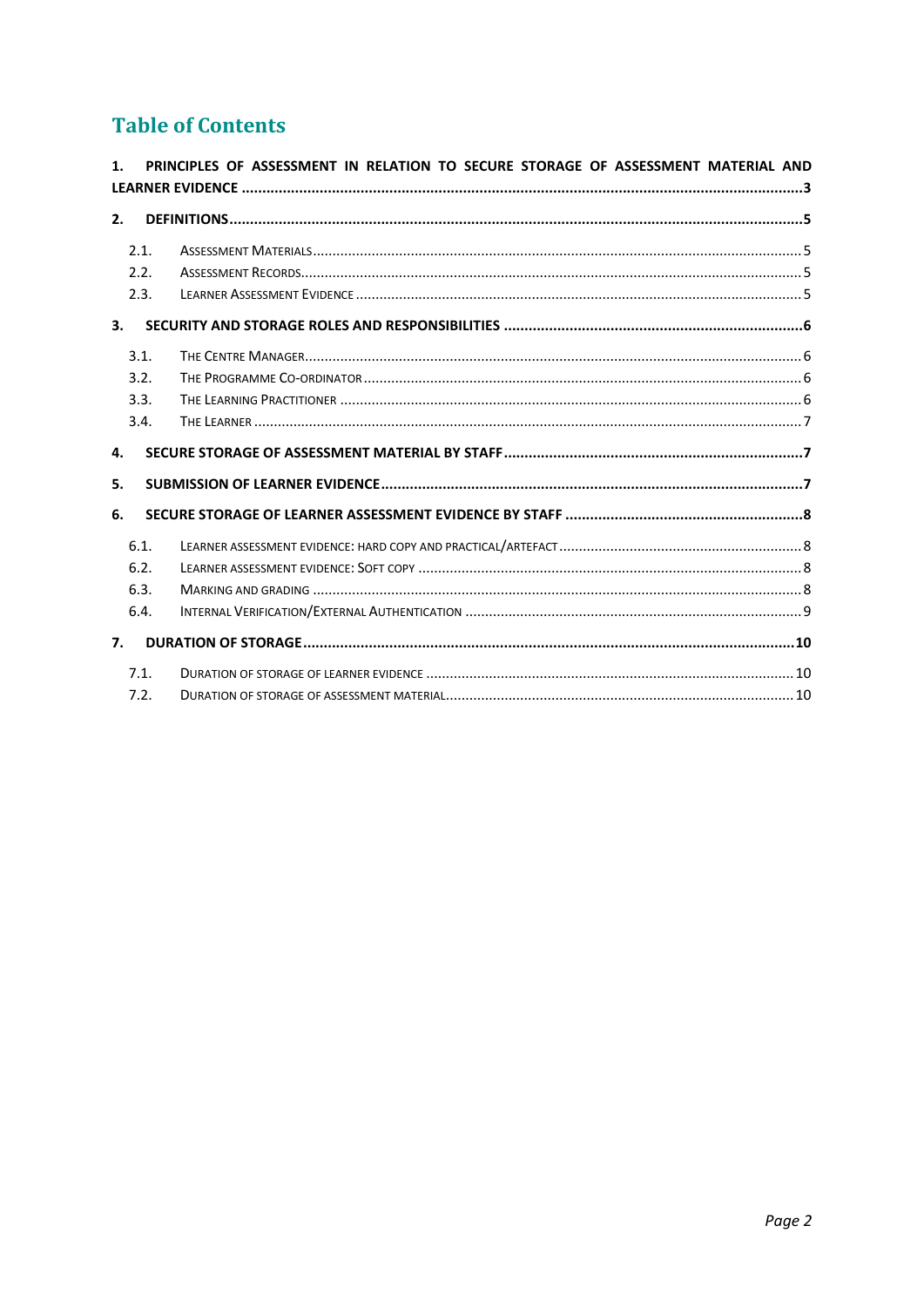# Table of Contents

1. **PRINCIPLES OF ASSESSMENT IN RELATION TO SECURE STORAGE OF ASSESSMENT MATERIAL AND LEARNER EVIDENCE** ..... 3
2. **DEFINITIONS** ..... 5
   - 2.1. Assessment Materials ..... 5
   - 2.2. Assessment Records ..... 5
   - 2.3. Learner Assessment Evidence ..... 5
3. **SECURITY AND STORAGE ROLES AND RESPONSIBILITIES** ..... 6
   - 3.1. The Centre Manager ..... 6
   - 3.2. The Programme Co-ordinator ..... 6
   - 3.3. The Learning Practitioner ..... 6
   - 3.4. The Learner ..... 7
4. **SECURE STORAGE OF ASSESSMENT MATERIAL BY STAFF** ..... 7
5. **SUBMISSION OF LEARNER EVIDENCE** ..... 7
6. **SECURE STORAGE OF LEARNER ASSESSMENT EVIDENCE BY STAFF** ..... 8
   - 6.1. Learner assessment evidence: hard copy and practical/artefact ..... 8
   - 6.2. Learner assessment evidence: Soft copy ..... 8
   - 6.3. Marking and grading ..... 8
   - 6.4. Internal Verification/External Authentication ..... 9
7. **DURATION OF STORAGE** ..... 10
   - 7.1. Duration of storage of learner evidence ..... 10
   - 7.2. Duration of storage of assessment material ..... 10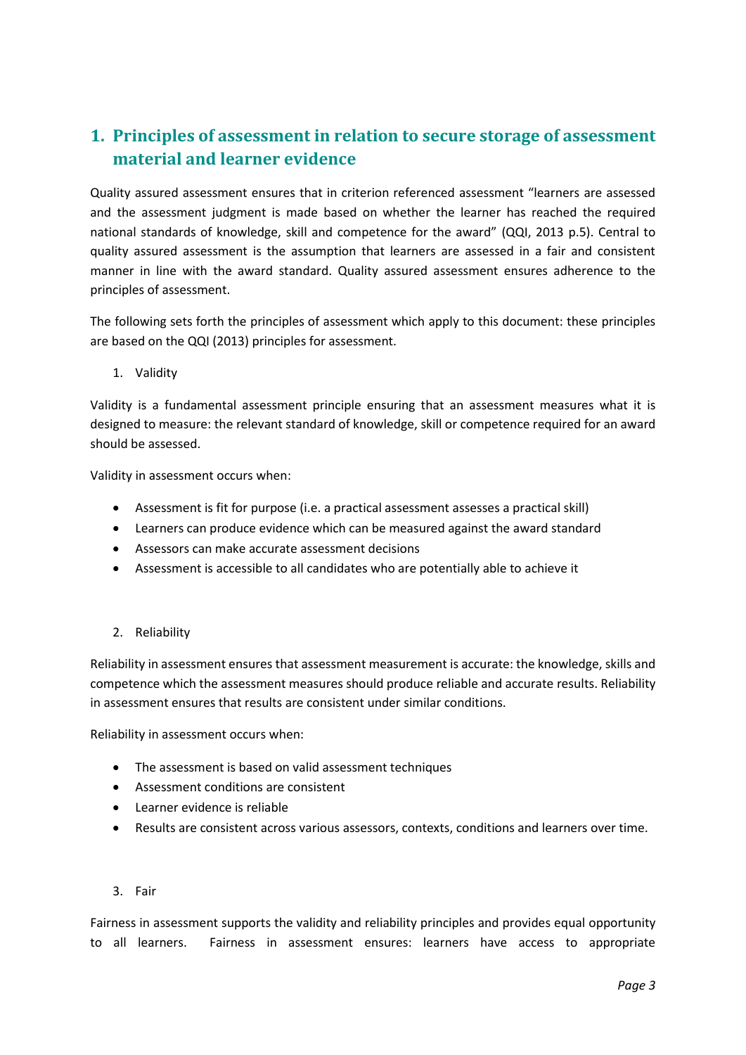## 1. Principles of assessment in relation to secure storage of assessment material and learner evidence

Quality assured assessment ensures that in criterion referenced assessment "learners are assessed and the assessment judgment is made based on whether the learner has reached the required national standards of knowledge, skill and competence for the award" (QQI, 2013 p.5). Central to quality assured assessment is the assumption that learners are assessed in a fair and consistent manner in line with the award standard. Quality assured assessment ensures adherence to the principles of assessment.

The following sets forth the principles of assessment which apply to this document: these principles are based on the QQI (2013) principles for assessment.

1. Validity

Validity is a fundamental assessment principle ensuring that an assessment measures what it is designed to measure: the relevant standard of knowledge, skill or competence required for an award should be assessed.

Validity in assessment occurs when:

- Assessment is fit for purpose (i.e. a practical assessment assesses a practical skill)
- Learners can produce evidence which can be measured against the award standard
- Assessors can make accurate assessment decisions
- Assessment is accessible to all candidates who are potentially able to achieve it

2. Reliability

Reliability in assessment ensures that assessment measurement is accurate: the knowledge, skills and competence which the assessment measures should produce reliable and accurate results. Reliability in assessment ensures that results are consistent under similar conditions.

Reliability in assessment occurs when:

- The assessment is based on valid assessment techniques
- Assessment conditions are consistent
- Learner evidence is reliable
- Results are consistent across various assessors, contexts, conditions and learners over time.

3. Fair

Fairness in assessment supports the validity and reliability principles and provides equal opportunity to all learners. Fairness in assessment ensures: learners have access to appropriate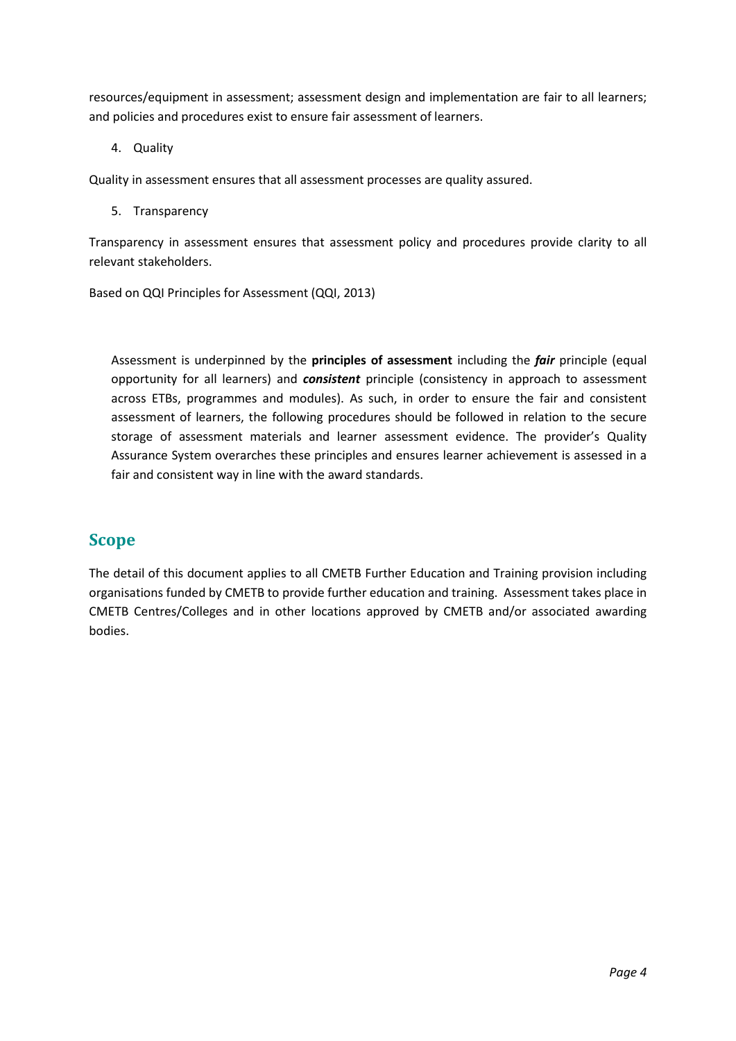resources/equipment in assessment; assessment design and implementation are fair to all learners; and policies and procedures exist to ensure fair assessment of learners.

4. Quality

Quality in assessment ensures that all assessment processes are quality assured.

5. Transparency

Transparency in assessment ensures that assessment policy and procedures provide clarity to all relevant stakeholders.

Based on QQI Principles for Assessment (QQI, 2013)

Assessment is underpinned by the **principles of assessment** including the ***fair*** principle (equal opportunity for all learners) and ***consistent*** principle (consistency in approach to assessment across ETBs, programmes and modules). As such, in order to ensure the fair and consistent assessment of learners, the following procedures should be followed in relation to the secure storage of assessment materials and learner assessment evidence. The provider's Quality Assurance System overarches these principles and ensures learner achievement is assessed in a fair and consistent way in line with the award standards.

## Scope

The detail of this document applies to all CMETB Further Education and Training provision including organisations funded by CMETB to provide further education and training. Assessment takes place in CMETB Centres/Colleges and in other locations approved by CMETB and/or associated awarding bodies.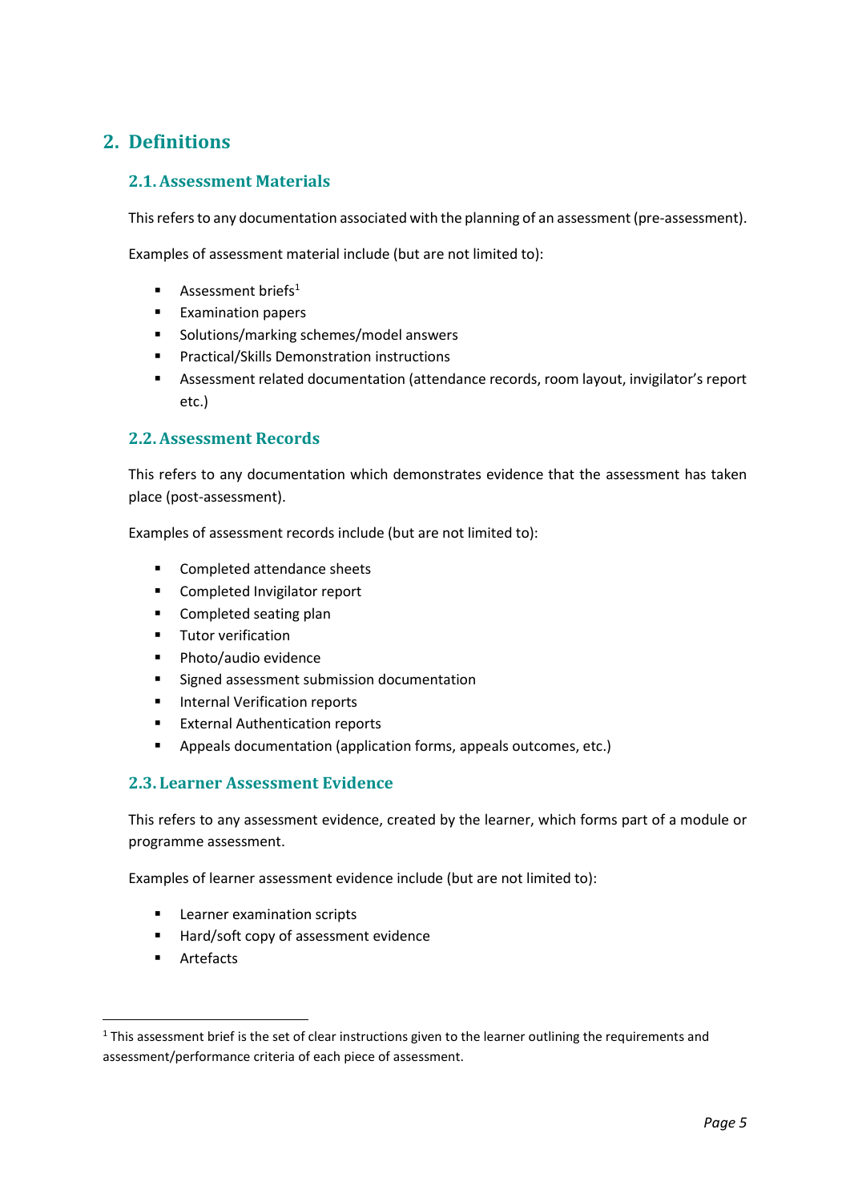## 2. Definitions

### 2.1. Assessment Materials

This refers to any documentation associated with the planning of an assessment (pre-assessment).

Examples of assessment material include (but are not limited to):

- Assessment briefs[1]
- Examination papers
- Solutions/marking schemes/model answers
- Practical/Skills Demonstration instructions
- Assessment related documentation (attendance records, room layout, invigilator's report etc.)

### 2.2. Assessment Records

This refers to any documentation which demonstrates evidence that the assessment has taken place (post-assessment).

Examples of assessment records include (but are not limited to):

- Completed attendance sheets
- Completed Invigilator report
- Completed seating plan
- Tutor verification
- Photo/audio evidence
- Signed assessment submission documentation
- Internal Verification reports
- External Authentication reports
- Appeals documentation (application forms, appeals outcomes, etc.)

### 2.3. Learner Assessment Evidence

This refers to any assessment evidence, created by the learner, which forms part of a module or programme assessment.

Examples of learner assessment evidence include (but are not limited to):

- Learner examination scripts
- Hard/soft copy of assessment evidence
- Artefacts

[1] This assessment brief is the set of clear instructions given to the learner outlining the requirements and assessment/performance criteria of each piece of assessment.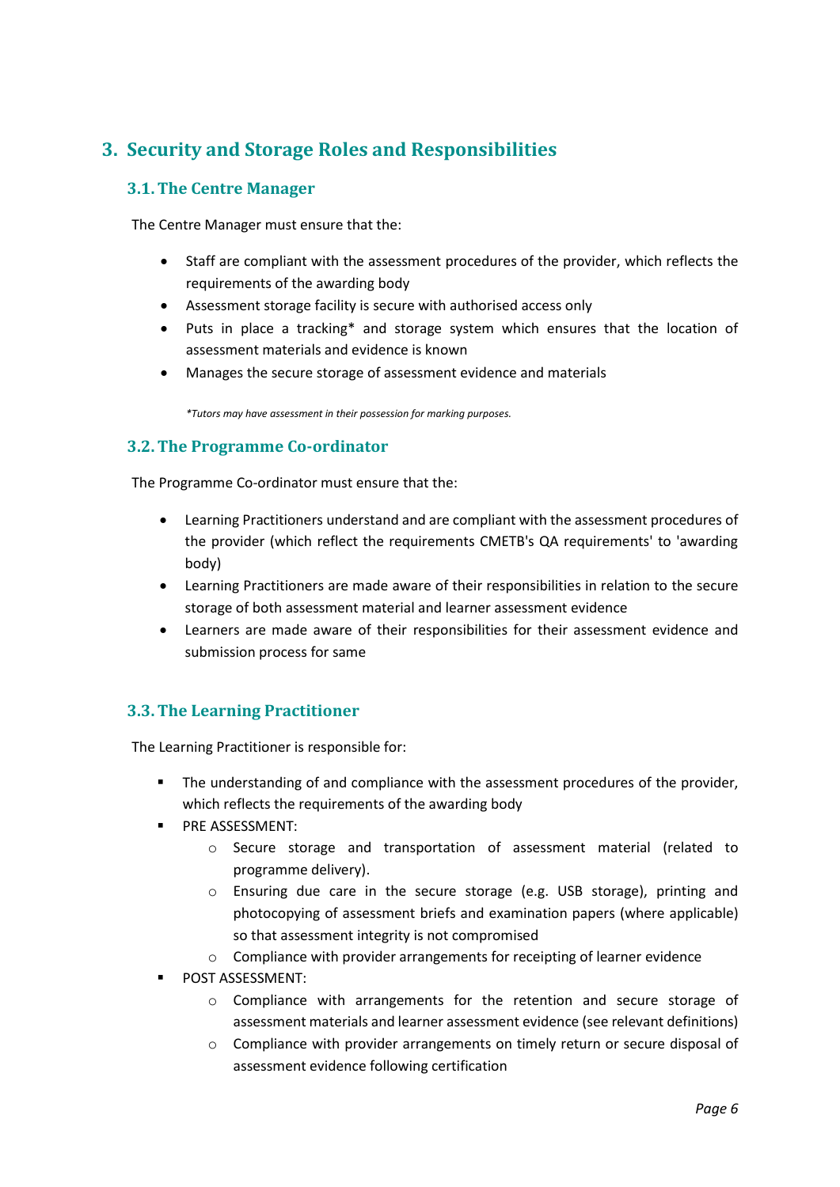# 3. Security and Storage Roles and Responsibilities

## 3.1. The Centre Manager

The Centre Manager must ensure that the:

- Staff are compliant with the assessment procedures of the provider, which reflects the requirements of the awarding body
- Assessment storage facility is secure with authorised access only
- Puts in place a tracking* and storage system which ensures that the location of assessment materials and evidence is known
- Manages the secure storage of assessment evidence and materials

*\*Tutors may have assessment in their possession for marking purposes.*

## 3.2. The Programme Co-ordinator

The Programme Co-ordinator must ensure that the:

- Learning Practitioners understand and are compliant with the assessment procedures of the provider (which reflect the requirements CMETB's QA requirements' to 'awarding body)
- Learning Practitioners are made aware of their responsibilities in relation to the secure storage of both assessment material and learner assessment evidence
- Learners are made aware of their responsibilities for their assessment evidence and submission process for same

## 3.3. The Learning Practitioner

The Learning Practitioner is responsible for:

- The understanding of and compliance with the assessment procedures of the provider, which reflects the requirements of the awarding body
- PRE ASSESSMENT:
  - Secure storage and transportation of assessment material (related to programme delivery).
  - Ensuring due care in the secure storage (e.g. USB storage), printing and photocopying of assessment briefs and examination papers (where applicable) so that assessment integrity is not compromised
  - Compliance with provider arrangements for receipting of learner evidence
- POST ASSESSMENT:
  - Compliance with arrangements for the retention and secure storage of assessment materials and learner assessment evidence (see relevant definitions)
  - Compliance with provider arrangements on timely return or secure disposal of assessment evidence following certification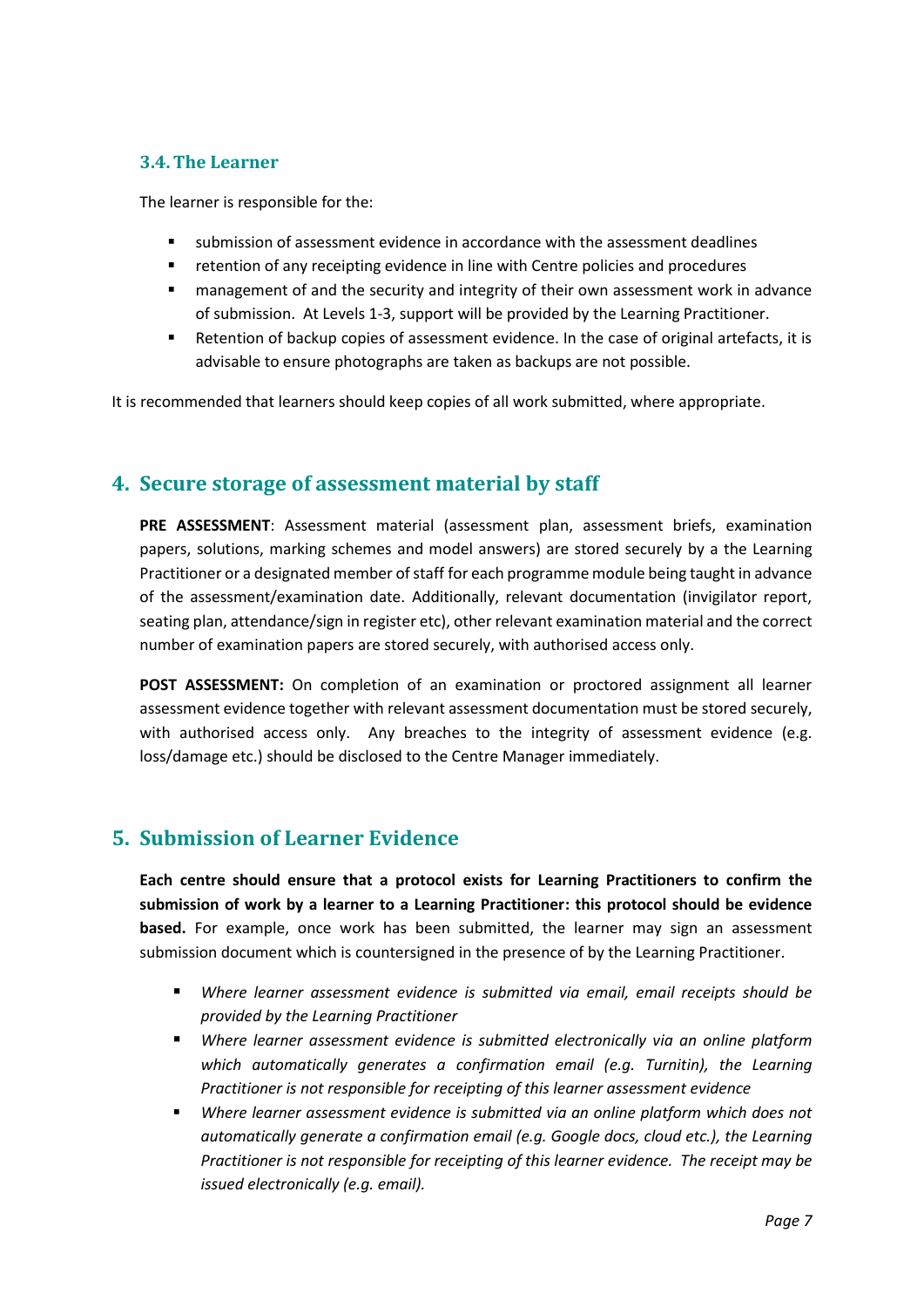### 3.4. The Learner

The learner is responsible for the:

- submission of assessment evidence in accordance with the assessment deadlines
- retention of any receipting evidence in line with Centre policies and procedures
- management of and the security and integrity of their own assessment work in advance of submission. At Levels 1-3, support will be provided by the Learning Practitioner.
- Retention of backup copies of assessment evidence. In the case of original artefacts, it is advisable to ensure photographs are taken as backups are not possible.

It is recommended that learners should keep copies of all work submitted, where appropriate.

## 4. Secure storage of assessment material by staff

**PRE ASSESSMENT**: Assessment material (assessment plan, assessment briefs, examination papers, solutions, marking schemes and model answers) are stored securely by a the Learning Practitioner or a designated member of staff for each programme module being taught in advance of the assessment/examination date. Additionally, relevant documentation (invigilator report, seating plan, attendance/sign in register etc), other relevant examination material and the correct number of examination papers are stored securely, with authorised access only.

**POST ASSESSMENT:** On completion of an examination or proctored assignment all learner assessment evidence together with relevant assessment documentation must be stored securely, with authorised access only. Any breaches to the integrity of assessment evidence (e.g. loss/damage etc.) should be disclosed to the Centre Manager immediately.

## 5. Submission of Learner Evidence

**Each centre should ensure that a protocol exists for Learning Practitioners to confirm the submission of work by a learner to a Learning Practitioner: this protocol should be evidence based.** For example, once work has been submitted, the learner may sign an assessment submission document which is countersigned in the presence of by the Learning Practitioner.

- *Where learner assessment evidence is submitted via email, email receipts should be provided by the Learning Practitioner*
- *Where learner assessment evidence is submitted electronically via an online platform which automatically generates a confirmation email (e.g. Turnitin), the Learning Practitioner is not responsible for receipting of this learner assessment evidence*
- *Where learner assessment evidence is submitted via an online platform which does not automatically generate a confirmation email (e.g. Google docs, cloud etc.), the Learning Practitioner is not responsible for receipting of this learner evidence. The receipt may be issued electronically (e.g. email).*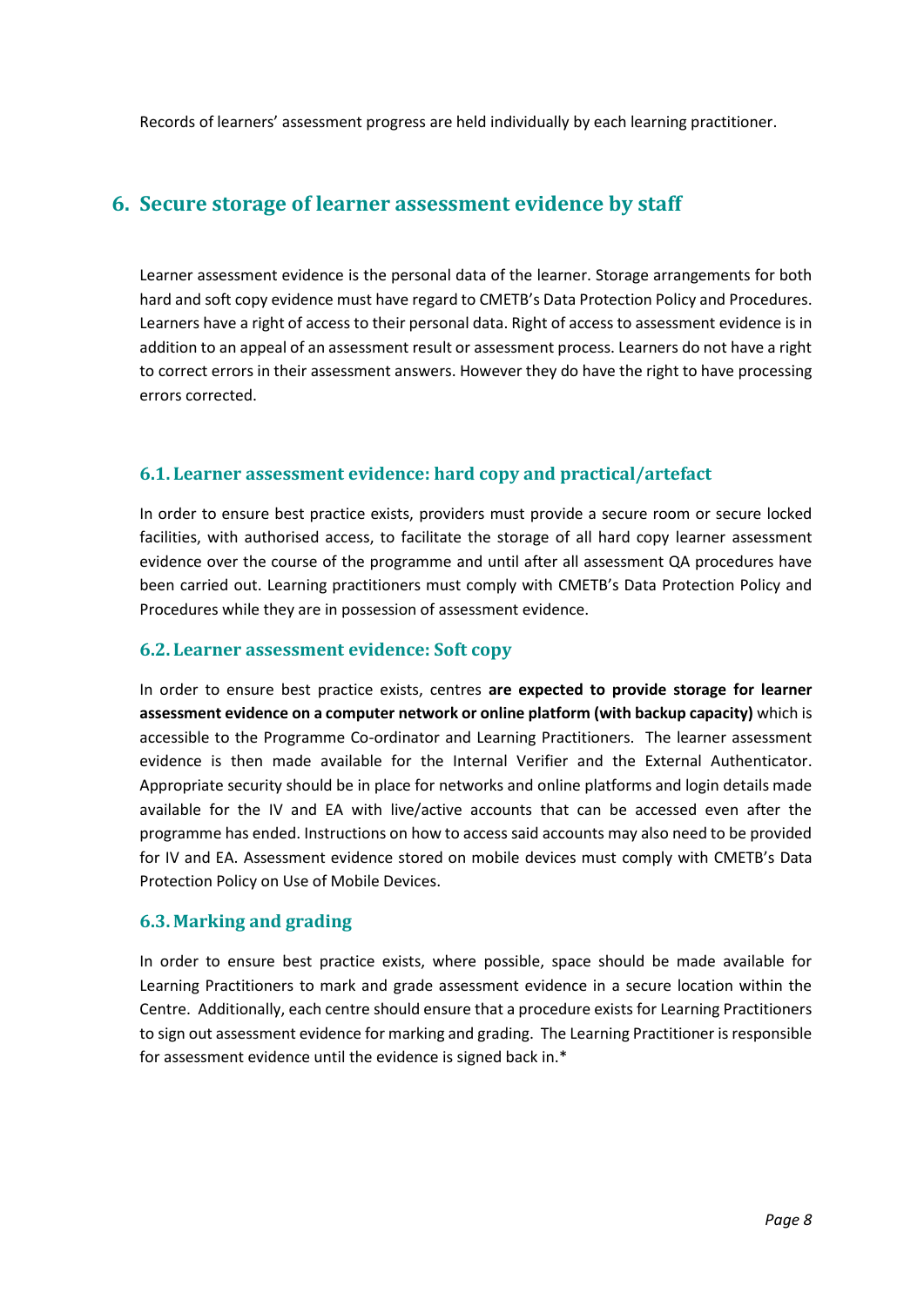Records of learners' assessment progress are held individually by each learning practitioner.

## 6. Secure storage of learner assessment evidence by staff

Learner assessment evidence is the personal data of the learner. Storage arrangements for both hard and soft copy evidence must have regard to CMETB's Data Protection Policy and Procedures. Learners have a right of access to their personal data. Right of access to assessment evidence is in addition to an appeal of an assessment result or assessment process. Learners do not have a right to correct errors in their assessment answers. However they do have the right to have processing errors corrected.

### 6.1. Learner assessment evidence: hard copy and practical/artefact

In order to ensure best practice exists, providers must provide a secure room or secure locked facilities, with authorised access, to facilitate the storage of all hard copy learner assessment evidence over the course of the programme and until after all assessment QA procedures have been carried out. Learning practitioners must comply with CMETB's Data Protection Policy and Procedures while they are in possession of assessment evidence.

### 6.2. Learner assessment evidence: Soft copy

In order to ensure best practice exists, centres **are expected to provide storage for learner assessment evidence on a computer network or online platform (with backup capacity)** which is accessible to the Programme Co-ordinator and Learning Practitioners. The learner assessment evidence is then made available for the Internal Verifier and the External Authenticator. Appropriate security should be in place for networks and online platforms and login details made available for the IV and EA with live/active accounts that can be accessed even after the programme has ended. Instructions on how to access said accounts may also need to be provided for IV and EA. Assessment evidence stored on mobile devices must comply with CMETB's Data Protection Policy on Use of Mobile Devices.

### 6.3. Marking and grading

In order to ensure best practice exists, where possible, space should be made available for Learning Practitioners to mark and grade assessment evidence in a secure location within the Centre. Additionally, each centre should ensure that a procedure exists for Learning Practitioners to sign out assessment evidence for marking and grading. The Learning Practitioner is responsible for assessment evidence until the evidence is signed back in.*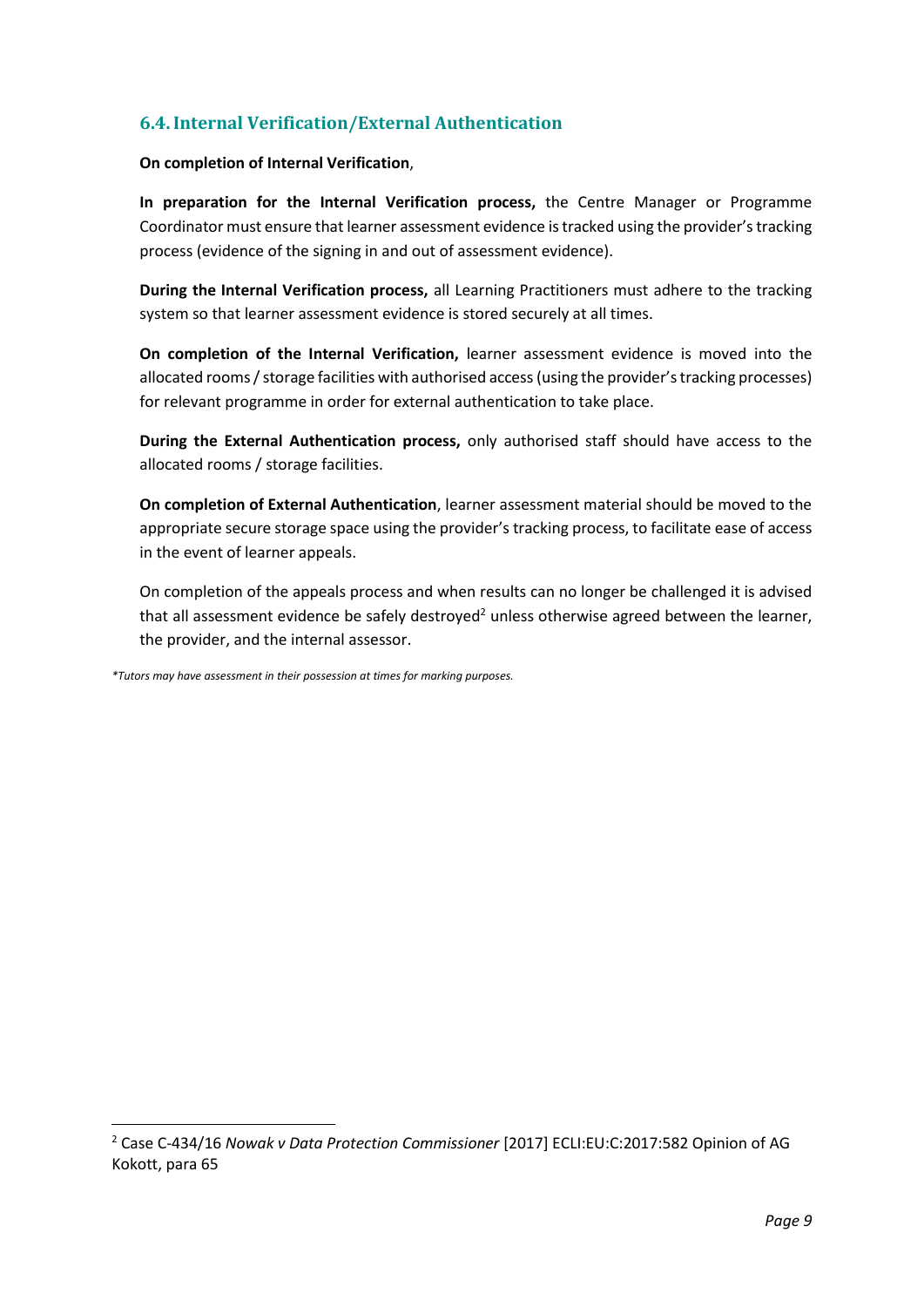### 6.4. Internal Verification/External Authentication

**On completion of Internal Verification**,

**In preparation for the Internal Verification process,** the Centre Manager or Programme Coordinator must ensure that learner assessment evidence is tracked using the provider's tracking process (evidence of the signing in and out of assessment evidence).

**During the Internal Verification process,** all Learning Practitioners must adhere to the tracking system so that learner assessment evidence is stored securely at all times.

**On completion of the Internal Verification,** learner assessment evidence is moved into the allocated rooms / storage facilities with authorised access (using the provider's tracking processes) for relevant programme in order for external authentication to take place.

**During the External Authentication process,** only authorised staff should have access to the allocated rooms / storage facilities.

**On completion of External Authentication**, learner assessment material should be moved to the appropriate secure storage space using the provider's tracking process, to facilitate ease of access in the event of learner appeals.

On completion of the appeals process and when results can no longer be challenged it is advised that all assessment evidence be safely destroyed[2] unless otherwise agreed between the learner, the provider, and the internal assessor.

*\*Tutors may have assessment in their possession at times for marking purposes.*

---

[2] Case C-434/16 *Nowak v Data Protection Commissioner* [2017] ECLI:EU:C:2017:582 Opinion of AG Kokott, para 65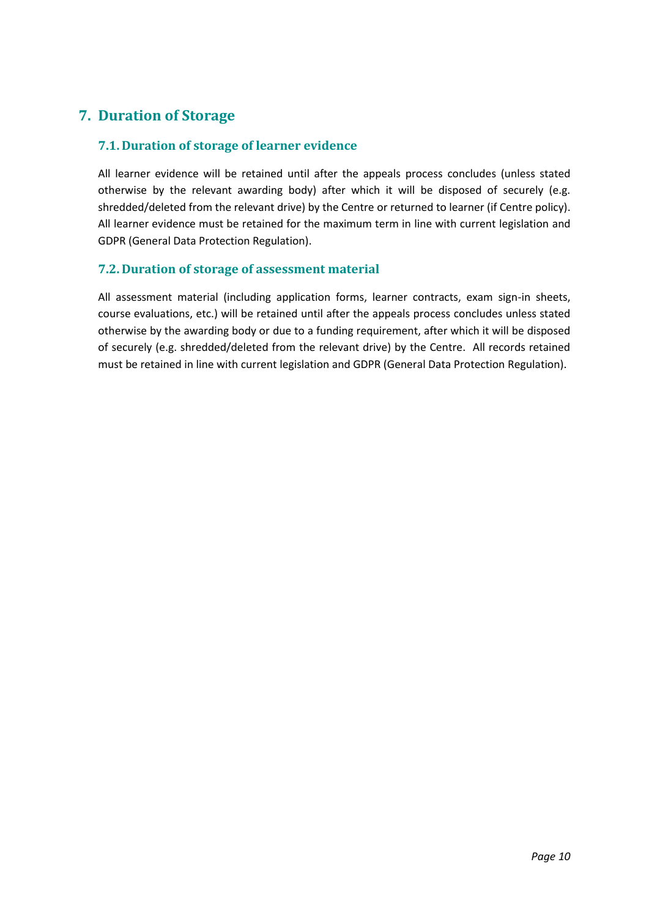## 7. Duration of Storage

### 7.1. Duration of storage of learner evidence

All learner evidence will be retained until after the appeals process concludes (unless stated otherwise by the relevant awarding body) after which it will be disposed of securely (e.g. shredded/deleted from the relevant drive) by the Centre or returned to learner (if Centre policy). All learner evidence must be retained for the maximum term in line with current legislation and GDPR (General Data Protection Regulation).

### 7.2. Duration of storage of assessment material

All assessment material (including application forms, learner contracts, exam sign-in sheets, course evaluations, etc.) will be retained until after the appeals process concludes unless stated otherwise by the awarding body or due to a funding requirement, after which it will be disposed of securely (e.g. shredded/deleted from the relevant drive) by the Centre. All records retained must be retained in line with current legislation and GDPR (General Data Protection Regulation).